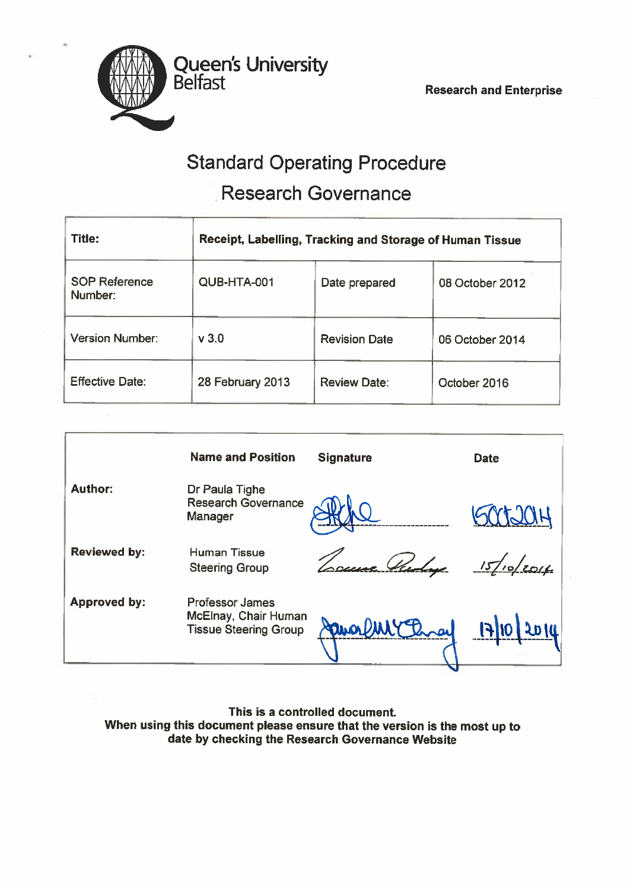Queen's University Belfast

Research and Enterprise

# Standard Operating Procedure

## Research Governance

| Title: | Receipt, Labelling, Tracking and Storage of Human Tissue | | |
|---|---|---|---|
| SOP Reference Number: | QUB-HTA-001 | Date prepared | 08 October 2012 |
| Version Number: | v 3.0 | Revision Date | 06 October 2014 |
| Effective Date: | 28 February 2013 | Review Date: | October 2016 |

| | Name and Position | Signature | Date |
|---|---|---|---|
| Author: | Dr Paula Tighe Research Governance Manager | [signature] | 15Oct2014 |
| Reviewed by: | Human Tissue Steering Group | [signature] | 15/10/2014 |
| Approved by: | Professor James McElnay, Chair Human Tissue Steering Group | [signature] | 17/10/2014 |

**This is a controlled document.**
**When using this document please ensure that the version is the most up to date by checking the Research Governance Website**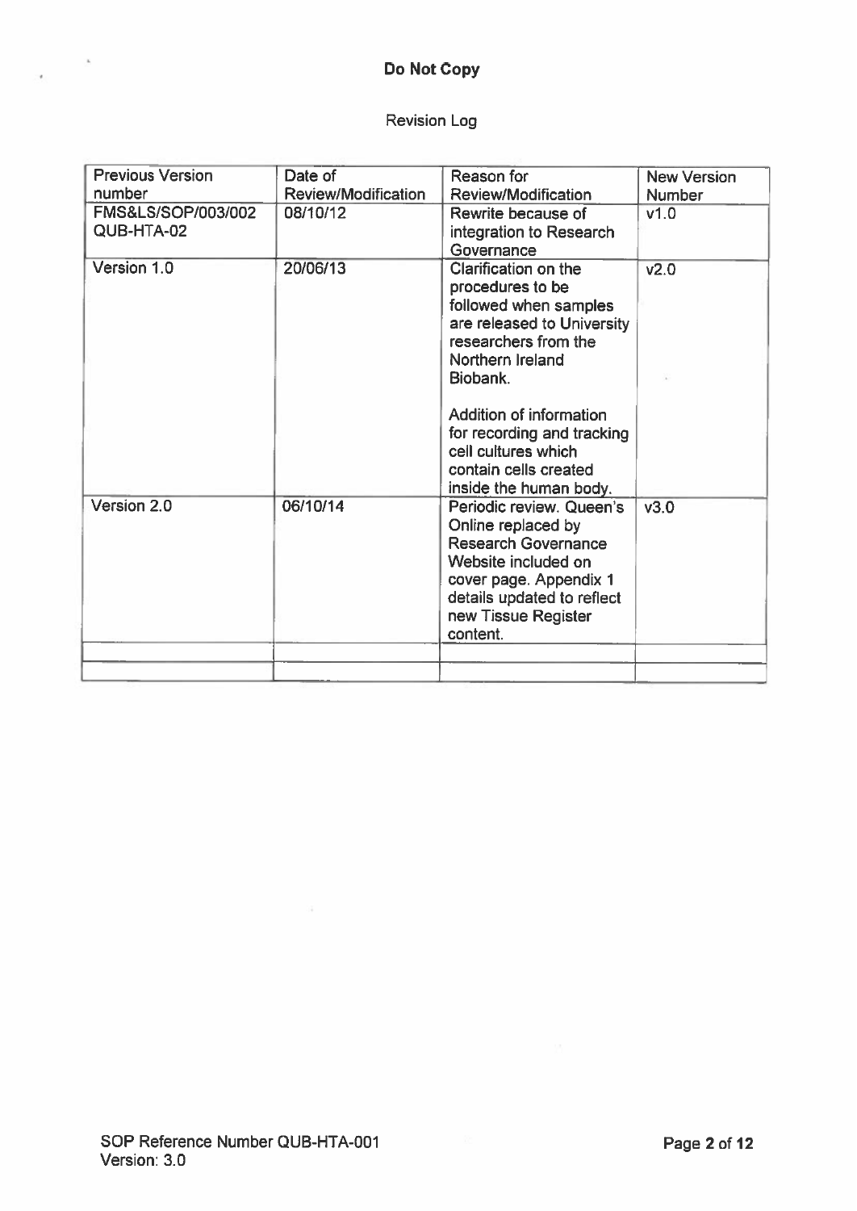**Do Not Copy**

Revision Log

| Previous Version number | Date of Review/Modification | Reason for Review/Modification | New Version Number |
|---|---|---|---|
| FMS&LS/SOP/003/002 QUB-HTA-02 | 08/10/12 | Rewrite because of integration to Research Governance | v1.0 |
| Version 1.0 | 20/06/13 | Clarification on the procedures to be followed when samples are released to University researchers from the Northern Ireland Biobank.<br><br>Addition of information for recording and tracking cell cultures which contain cells created inside the human body. | v2.0 |
| Version 2.0 | 06/10/14 | Periodic review. Queen's Online replaced by Research Governance Website included on cover page. Appendix 1 details updated to reflect new Tissue Register content. | v3.0 |
| | | | |
| | | | |

SOP Reference Number QUB-HTA-001
Version: 3.0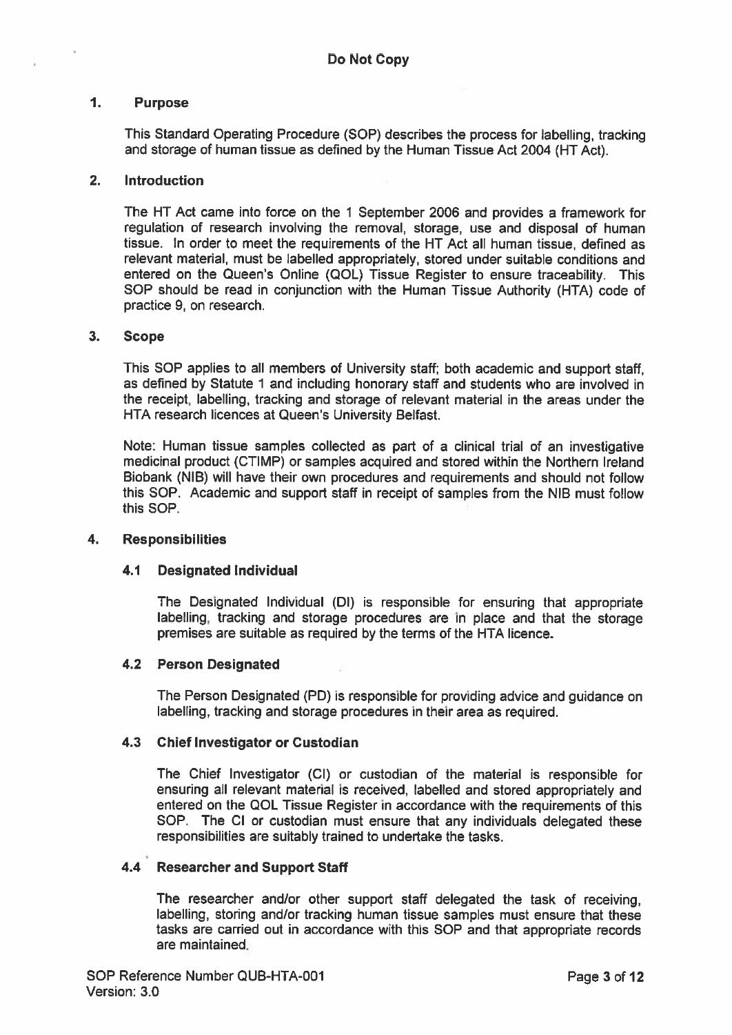Do Not Copy

## 1. Purpose

This Standard Operating Procedure (SOP) describes the process for labelling, tracking and storage of human tissue as defined by the Human Tissue Act 2004 (HT Act).

## 2. Introduction

The HT Act came into force on the 1 September 2006 and provides a framework for regulation of research involving the removal, storage, use and disposal of human tissue. In order to meet the requirements of the HT Act all human tissue, defined as relevant material, must be labelled appropriately, stored under suitable conditions and entered on the Queen's Online (QOL) Tissue Register to ensure traceability. This SOP should be read in conjunction with the Human Tissue Authority (HTA) code of practice 9, on research.

## 3. Scope

This SOP applies to all members of University staff; both academic and support staff, as defined by Statute 1 and including honorary staff and students who are involved in the receipt, labelling, tracking and storage of relevant material in the areas under the HTA research licences at Queen's University Belfast.

Note: Human tissue samples collected as part of a clinical trial of an investigative medicinal product (CTIMP) or samples acquired and stored within the Northern Ireland Biobank (NIB) will have their own procedures and requirements and should not follow this SOP. Academic and support staff in receipt of samples from the NIB must follow this SOP.

## 4. Responsibilities

### 4.1 Designated Individual

The Designated Individual (DI) is responsible for ensuring that appropriate labelling, tracking and storage procedures are in place and that the storage premises are suitable as required by the terms of the HTA licence.

### 4.2 Person Designated

The Person Designated (PD) is responsible for providing advice and guidance on labelling, tracking and storage procedures in their area as required.

### 4.3 Chief Investigator or Custodian

The Chief Investigator (CI) or custodian of the material is responsible for ensuring all relevant material is received, labelled and stored appropriately and entered on the QOL Tissue Register in accordance with the requirements of this SOP. The CI or custodian must ensure that any individuals delegated these responsibilities are suitably trained to undertake the tasks.

### 4.4 Researcher and Support Staff

The researcher and/or other support staff delegated the task of receiving, labelling, storing and/or tracking human tissue samples must ensure that these tasks are carried out in accordance with this SOP and that appropriate records are maintained.

SOP Reference Number QUB-HTA-001
Version: 3.0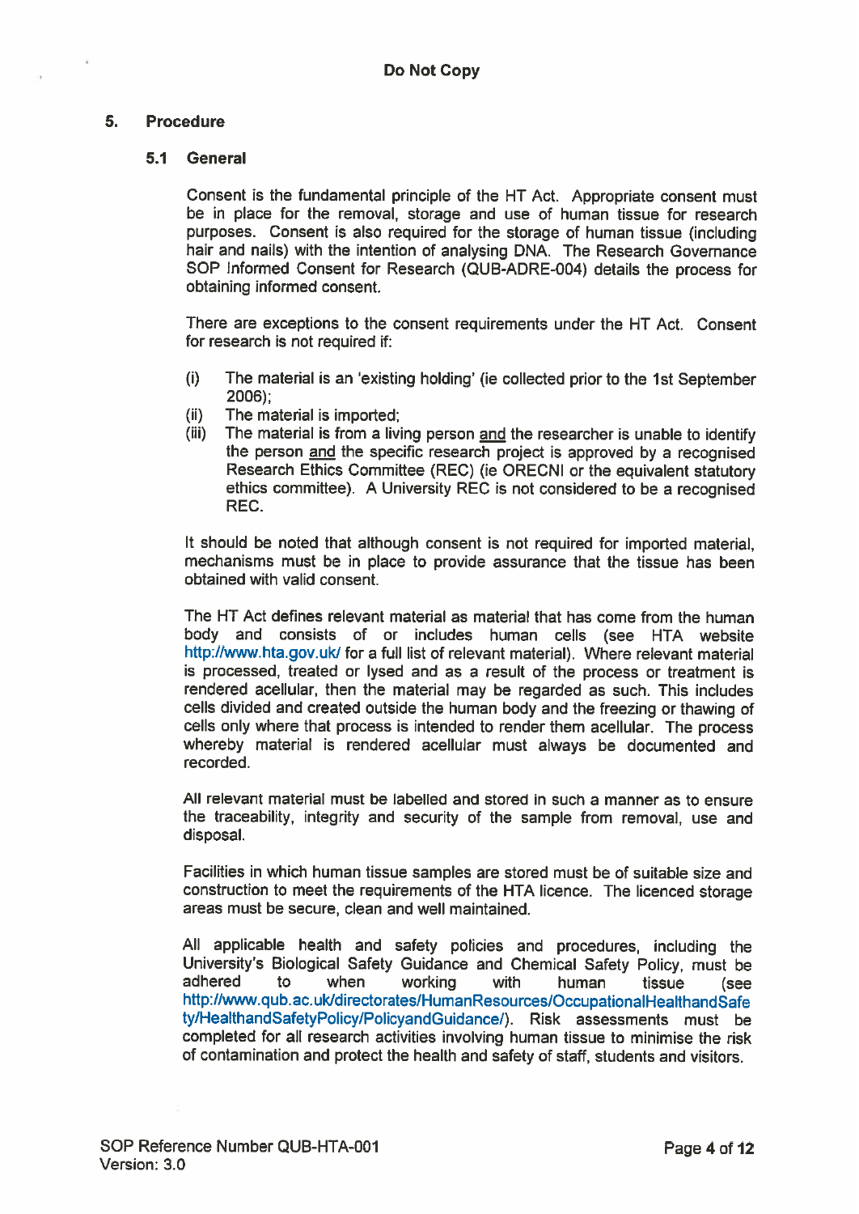## 5. Procedure

### 5.1 General

Consent is the fundamental principle of the HT Act. Appropriate consent must be in place for the removal, storage and use of human tissue for research purposes. Consent is also required for the storage of human tissue (including hair and nails) with the intention of analysing DNA. The Research Governance SOP Informed Consent for Research (QUB-ADRE-004) details the process for obtaining informed consent.

There are exceptions to the consent requirements under the HT Act. Consent for research is not required if:

(i) The material is an 'existing holding' (ie collected prior to the 1st September 2006);
(ii) The material is imported;
(iii) The material is from a living person <u>and</u> the researcher is unable to identify the person <u>and</u> the specific research project is approved by a recognised Research Ethics Committee (REC) (ie ORECNI or the equivalent statutory ethics committee). A University REC is not considered to be a recognised REC.

It should be noted that although consent is not required for imported material, mechanisms must be in place to provide assurance that the tissue has been obtained with valid consent.

The HT Act defines relevant material as material that has come from the human body and consists of or includes human cells (see HTA website http://www.hta.gov.uk/ for a full list of relevant material). Where relevant material is processed, treated or lysed and as a result of the process or treatment is rendered acellular, then the material may be regarded as such. This includes cells divided and created outside the human body and the freezing or thawing of cells only where that process is intended to render them acellular. The process whereby material is rendered acellular must always be documented and recorded.

All relevant material must be labelled and stored in such a manner as to ensure the traceability, integrity and security of the sample from removal, use and disposal.

Facilities in which human tissue samples are stored must be of suitable size and construction to meet the requirements of the HTA licence. The licenced storage areas must be secure, clean and well maintained.

All applicable health and safety policies and procedures, including the University's Biological Safety Guidance and Chemical Safety Policy, must be adhered to when working with human tissue (see http://www.qub.ac.uk/directorates/HumanResources/OccupationalHealthandSafety/HealthandSafetyPolicy/PolicyandGuidance/). Risk assessments must be completed for all research activities involving human tissue to minimise the risk of contamination and protect the health and safety of staff, students and visitors.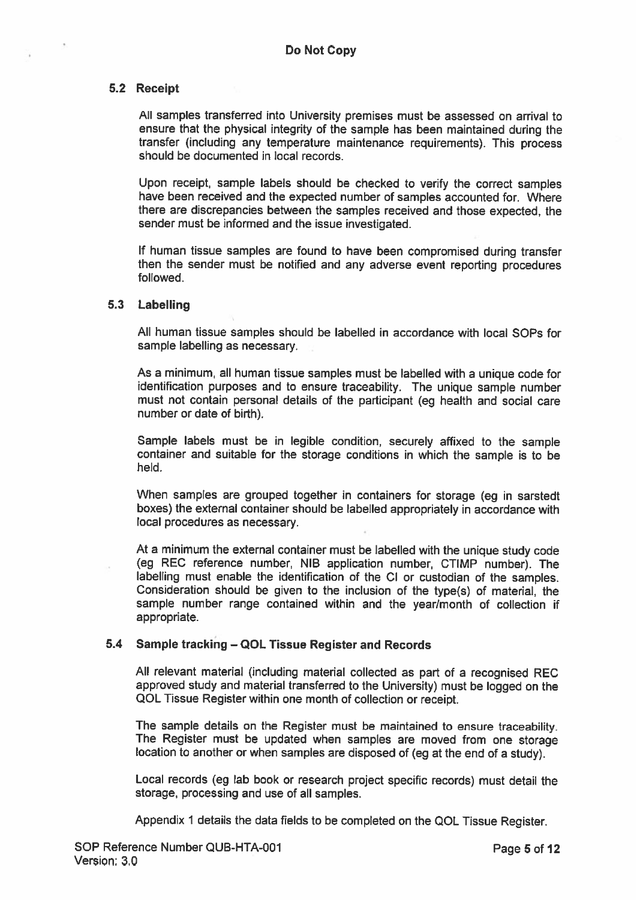### 5.2 Receipt

All samples transferred into University premises must be assessed on arrival to ensure that the physical integrity of the sample has been maintained during the transfer (including any temperature maintenance requirements). This process should be documented in local records.

Upon receipt, sample labels should be checked to verify the correct samples have been received and the expected number of samples accounted for. Where there are discrepancies between the samples received and those expected, the sender must be informed and the issue investigated.

If human tissue samples are found to have been compromised during transfer then the sender must be notified and any adverse event reporting procedures followed.

### 5.3 Labelling

All human tissue samples should be labelled in accordance with local SOPs for sample labelling as necessary.

As a minimum, all human tissue samples must be labelled with a unique code for identification purposes and to ensure traceability. The unique sample number must not contain personal details of the participant (eg health and social care number or date of birth).

Sample labels must be in legible condition, securely affixed to the sample container and suitable for the storage conditions in which the sample is to be held.

When samples are grouped together in containers for storage (eg in sarstedt boxes) the external container should be labelled appropriately in accordance with local procedures as necessary.

At a minimum the external container must be labelled with the unique study code (eg REC reference number, NIB application number, CTIMP number). The labelling must enable the identification of the CI or custodian of the samples. Consideration should be given to the inclusion of the type(s) of material, the sample number range contained within and the year/month of collection if appropriate.

### 5.4 Sample tracking – QOL Tissue Register and Records

All relevant material (including material collected as part of a recognised REC approved study and material transferred to the University) must be logged on the QOL Tissue Register within one month of collection or receipt.

The sample details on the Register must be maintained to ensure traceability. The Register must be updated when samples are moved from one storage location to another or when samples are disposed of (eg at the end of a study).

Local records (eg lab book or research project specific records) must detail the storage, processing and use of all samples.

Appendix 1 details the data fields to be completed on the QOL Tissue Register.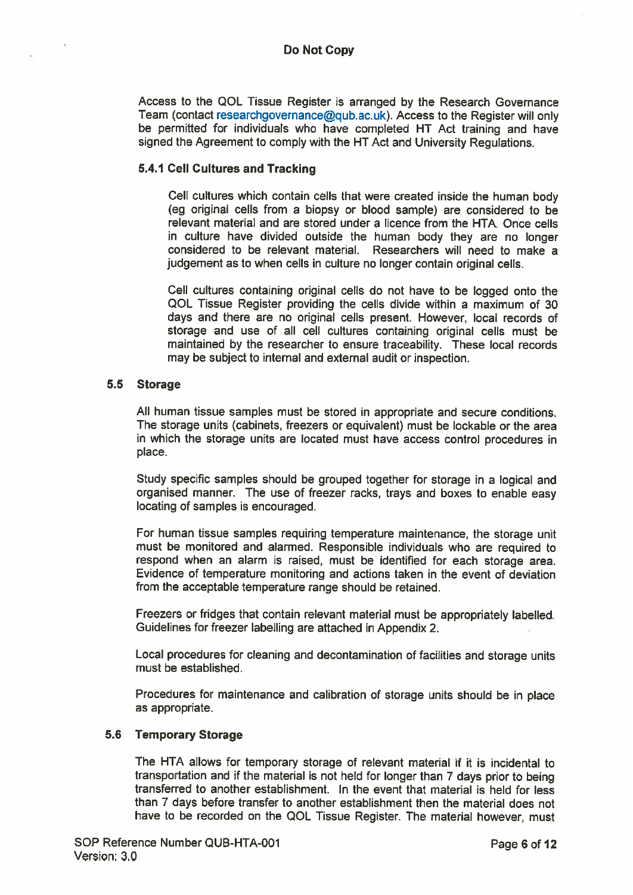Access to the QOL Tissue Register is arranged by the Research Governance Team (contact researchgovernance@qub.ac.uk). Access to the Register will only be permitted for individuals who have completed HT Act training and have signed the Agreement to comply with the HT Act and University Regulations.

#### 5.4.1 Cell Cultures and Tracking

Cell cultures which contain cells that were created inside the human body (eg original cells from a biopsy or blood sample) are considered to be relevant material and are stored under a licence from the HTA. Once cells in culture have divided outside the human body they are no longer considered to be relevant material. Researchers will need to make a judgement as to when cells in culture no longer contain original cells.

Cell cultures containing original cells do not have to be logged onto the QOL Tissue Register providing the cells divide within a maximum of 30 days and there are no original cells present. However, local records of storage and use of all cell cultures containing original cells must be maintained by the researcher to ensure traceability. These local records may be subject to internal and external audit or inspection.

### 5.5 Storage

All human tissue samples must be stored in appropriate and secure conditions. The storage units (cabinets, freezers or equivalent) must be lockable or the area in which the storage units are located must have access control procedures in place.

Study specific samples should be grouped together for storage in a logical and organised manner. The use of freezer racks, trays and boxes to enable easy locating of samples is encouraged.

For human tissue samples requiring temperature maintenance, the storage unit must be monitored and alarmed. Responsible individuals who are required to respond when an alarm is raised, must be identified for each storage area. Evidence of temperature monitoring and actions taken in the event of deviation from the acceptable temperature range should be retained.

Freezers or fridges that contain relevant material must be appropriately labelled. Guidelines for freezer labelling are attached in Appendix 2.

Local procedures for cleaning and decontamination of facilities and storage units must be established.

Procedures for maintenance and calibration of storage units should be in place as appropriate.

### 5.6 Temporary Storage

The HTA allows for temporary storage of relevant material if it is incidental to transportation and if the material is not held for longer than 7 days prior to being transferred to another establishment. In the event that material is held for less than 7 days before transfer to another establishment then the material does not have to be recorded on the QOL Tissue Register. The material however, must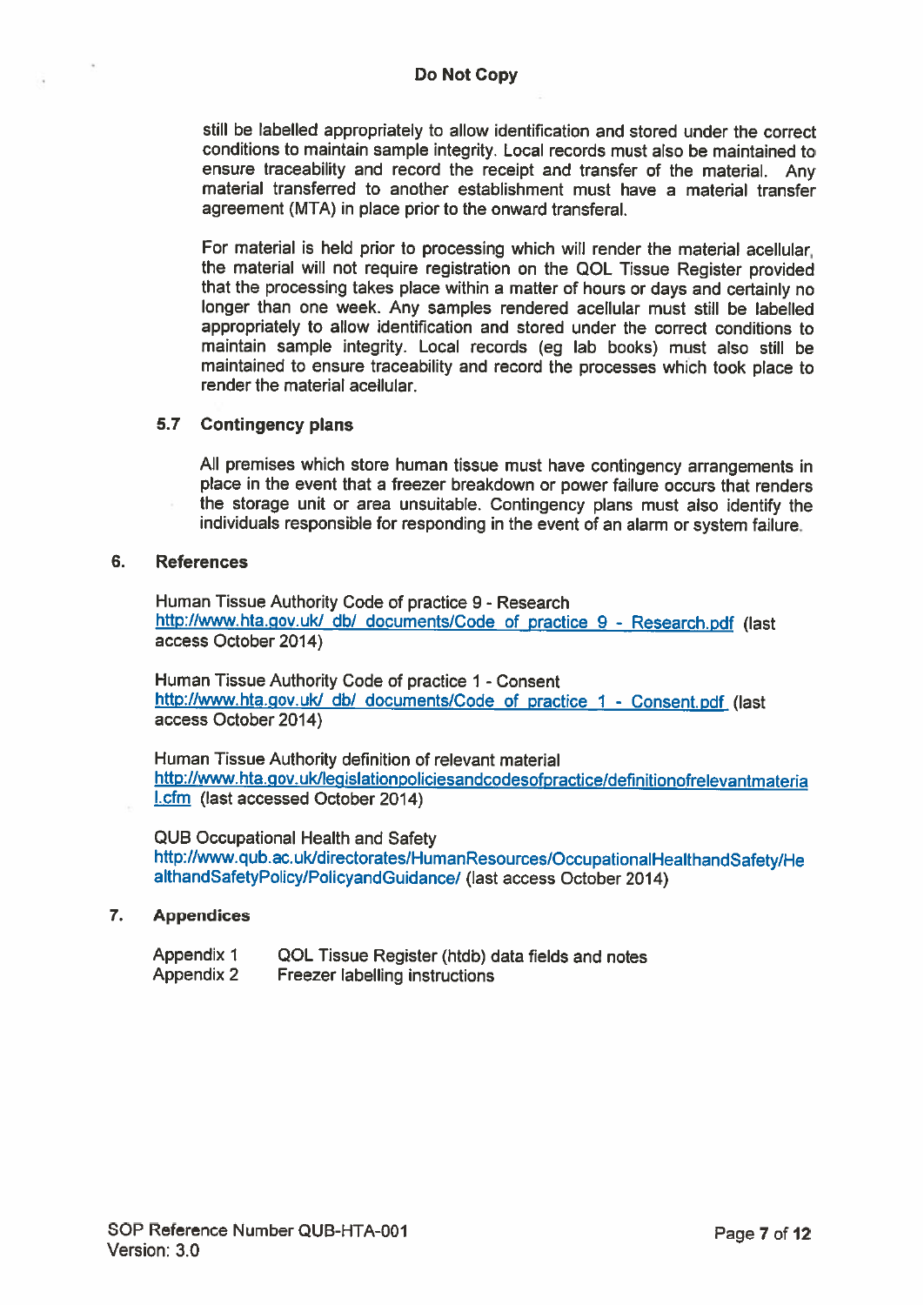still be labelled appropriately to allow identification and stored under the correct conditions to maintain sample integrity. Local records must also be maintained to ensure traceability and record the receipt and transfer of the material. Any material transferred to another establishment must have a material transfer agreement (MTA) in place prior to the onward transferal.

For material is held prior to processing which will render the material acellular, the material will not require registration on the QOL Tissue Register provided that the processing takes place within a matter of hours or days and certainly no longer than one week. Any samples rendered acellular must still be labelled appropriately to allow identification and stored under the correct conditions to maintain sample integrity. Local records (eg lab books) must also still be maintained to ensure traceability and record the processes which took place to render the material acellular.

### 5.7 Contingency plans

All premises which store human tissue must have contingency arrangements in place in the event that a freezer breakdown or power failure occurs that renders the storage unit or area unsuitable. Contingency plans must also identify the individuals responsible for responding in the event of an alarm or system failure.

## 6. References

Human Tissue Authority Code of practice 9 - Research
http://www.hta.gov.uk/_db/_documents/Code_of_practice_9_-_Research.pdf (last access October 2014)

Human Tissue Authority Code of practice 1 - Consent
http://www.hta.gov.uk/_db/_documents/Code_of_practice_1_-_Consent.pdf (last access October 2014)

Human Tissue Authority definition of relevant material
http://www.hta.gov.uk/legislationpoliciesandcodesofpractice/definitionofrelevantmaterial.cfm (last accessed October 2014)

QUB Occupational Health and Safety
http://www.qub.ac.uk/directorates/HumanResources/OccupationalHealthandSafety/HealthandSafetyPolicy/PolicyandGuidance/ (last access October 2014)

## 7. Appendices

| | |
|---|---|
| Appendix 1 | QOL Tissue Register (htdb) data fields and notes |
| Appendix 2 | Freezer labelling instructions |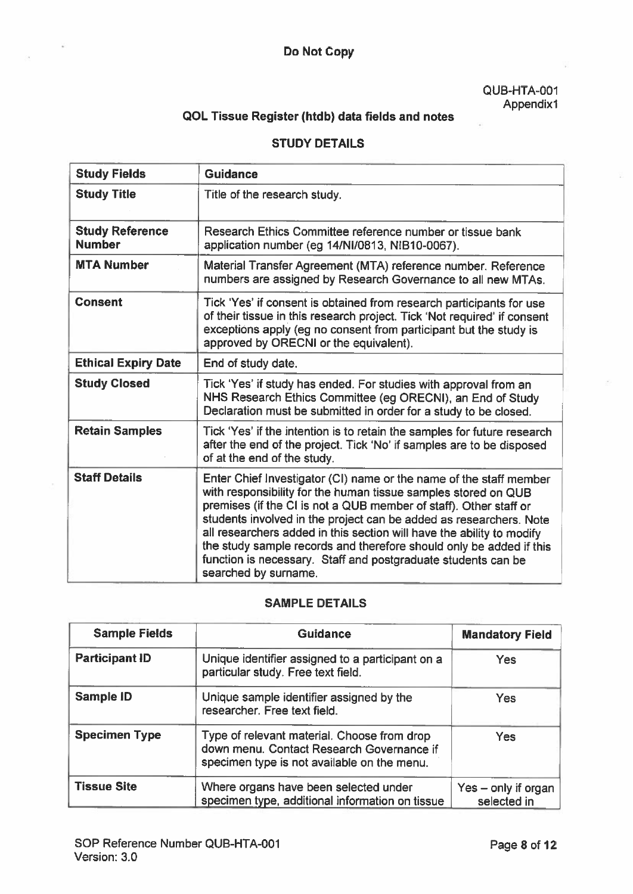Do Not Copy

QUB-HTA-001
Appendix1

## QOL Tissue Register (htdb) data fields and notes

### STUDY DETAILS

| Study Fields | Guidance |
|---|---|
| **Study Title** | Title of the research study. |
| **Study Reference Number** | Research Ethics Committee reference number or tissue bank application number (eg 14/NI/0813, NIB10-0067). |
| **MTA Number** | Material Transfer Agreement (MTA) reference number. Reference numbers are assigned by Research Governance to all new MTAs. |
| **Consent** | Tick 'Yes' if consent is obtained from research participants for use of their tissue in this research project. Tick 'Not required' if consent exceptions apply (eg no consent from participant but the study is approved by ORECNI or the equivalent). |
| **Ethical Expiry Date** | End of study date. |
| **Study Closed** | Tick 'Yes' if study has ended. For studies with approval from an NHS Research Ethics Committee (eg ORECNI), an End of Study Declaration must be submitted in order for a study to be closed. |
| **Retain Samples** | Tick 'Yes' if the intention is to retain the samples for future research after the end of the project. Tick 'No' if samples are to be disposed of at the end of the study. |
| **Staff Details** | Enter Chief Investigator (CI) name or the name of the staff member with responsibility for the human tissue samples stored on QUB premises (if the CI is not a QUB member of staff). Other staff or students involved in the project can be added as researchers. Note all researchers added in this section will have the ability to modify the study sample records and therefore should only be added if this function is necessary. Staff and postgraduate students can be searched by surname. |

### SAMPLE DETAILS

| Sample Fields | Guidance | Mandatory Field |
|---|---|---|
| **Participant ID** | Unique identifier assigned to a participant on a particular study. Free text field. | Yes |
| **Sample ID** | Unique sample identifier assigned by the researcher. Free text field. | Yes |
| **Specimen Type** | Type of relevant material. Choose from drop down menu. Contact Research Governance if specimen type is not available on the menu. | Yes |
| **Tissue Site** | Where organs have been selected under specimen type, additional information on tissue | Yes – only if organ selected in |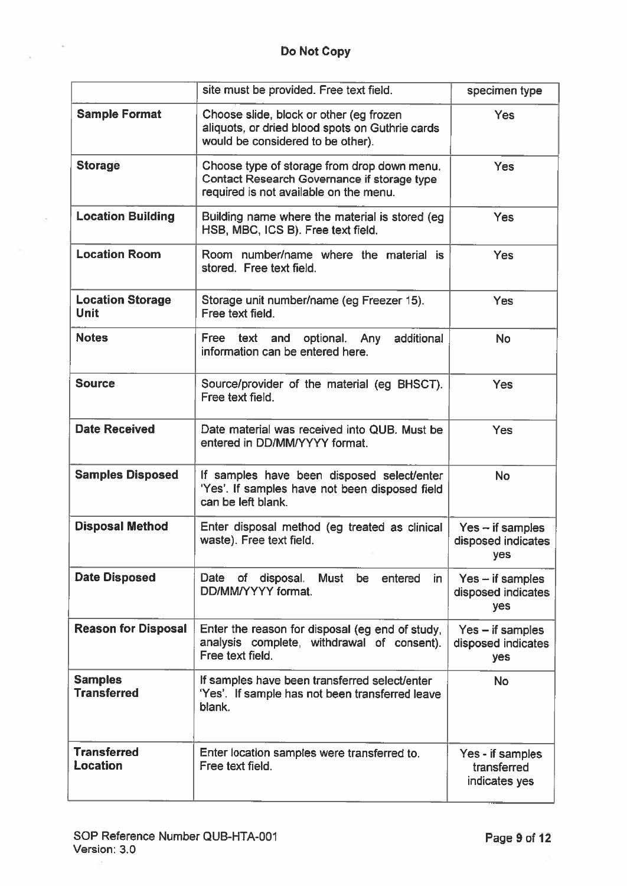**Do Not Copy**

| | | |
|---|---|---|
| | site must be provided. Free text field. | specimen type |
| **Sample Format** | Choose slide, block or other (eg frozen aliquots, or dried blood spots on Guthrie cards would be considered to be other). | Yes |
| **Storage** | Choose type of storage from drop down menu. Contact Research Governance if storage type required is not available on the menu. | Yes |
| **Location Building** | Building name where the material is stored (eg HSB, MBC, ICS B). Free text field. | Yes |
| **Location Room** | Room number/name where the material is stored. Free text field. | Yes |
| **Location Storage Unit** | Storage unit number/name (eg Freezer 15). Free text field. | Yes |
| **Notes** | Free text and optional. Any additional information can be entered here. | No |
| **Source** | Source/provider of the material (eg BHSCT). Free text field. | Yes |
| **Date Received** | Date material was received into QUB. Must be entered in DD/MM/YYYY format. | Yes |
| **Samples Disposed** | If samples have been disposed select/enter 'Yes'. If samples have not been disposed field can be left blank. | No |
| **Disposal Method** | Enter disposal method (eg treated as clinical waste). Free text field. | Yes – if samples disposed indicates yes |
| **Date Disposed** | Date of disposal. Must be entered in DD/MM/YYYY format. | Yes – if samples disposed indicates yes |
| **Reason for Disposal** | Enter the reason for disposal (eg end of study, analysis complete, withdrawal of consent). Free text field. | Yes – if samples disposed indicates yes |
| **Samples Transferred** | If samples have been transferred select/enter 'Yes'. If sample has not been transferred leave blank. | No |
| **Transferred Location** | Enter location samples were transferred to. Free text field. | Yes - if samples transferred indicates yes |

SOP Reference Number QUB-HTA-001
Version: 3.0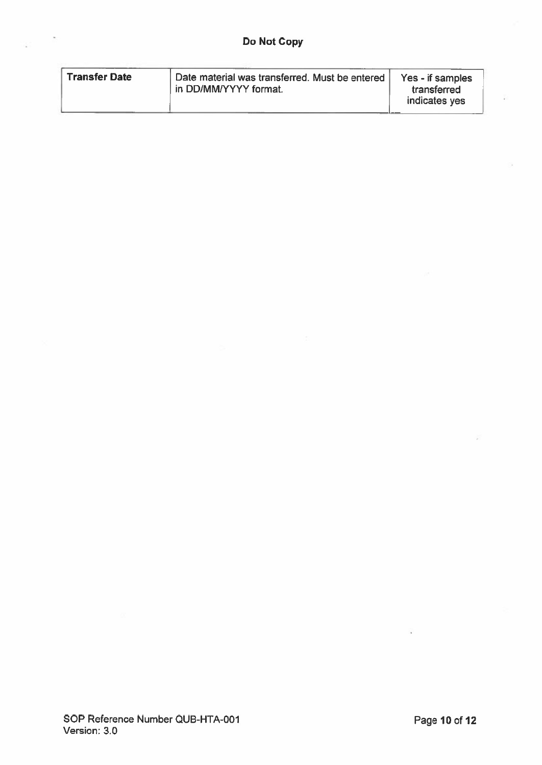**Do Not Copy**

| Transfer Date | Date material was transferred. Must be entered in DD/MM/YYYY format. | Yes - if samples transferred indicates yes |
|---|---|---|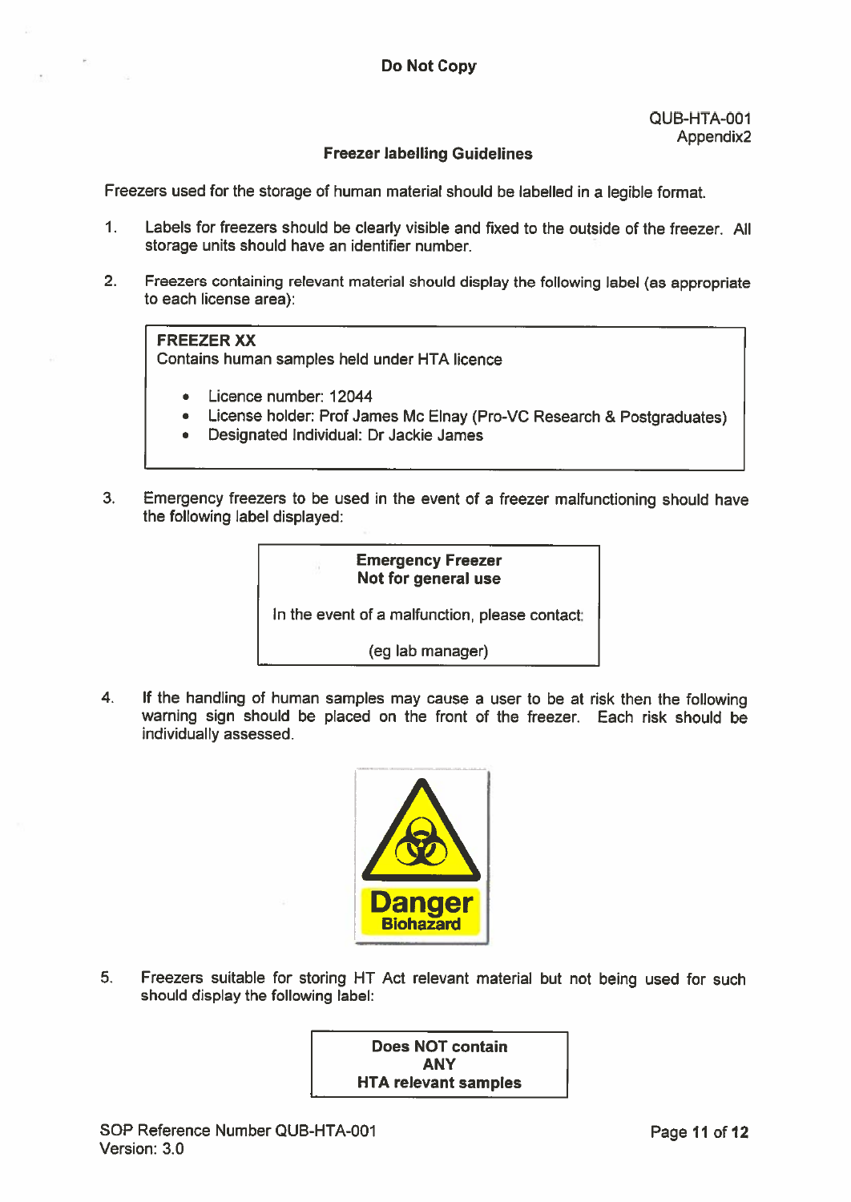**Do Not Copy**

QUB-HTA-001
Appendix2

## Freezer labelling Guidelines

Freezers used for the storage of human material should be labelled in a legible format.

1. Labels for freezers should be clearly visible and fixed to the outside of the freezer. All storage units should have an identifier number.

2. Freezers containing relevant material should display the following label (as appropriate to each license area):

> **FREEZER XX**
> Contains human samples held under HTA licence
>
> - Licence number: 12044
> - License holder: Prof James Mc Elnay (Pro-VC Research & Postgraduates)
> - Designated Individual: Dr Jackie James

3. Emergency freezers to be used in the event of a freezer malfunctioning should have the following label displayed:

> **Emergency Freezer**
> **Not for general use**
>
> In the event of a malfunction, please contact:
>
> (eg lab manager)

4. If the handling of human samples may cause a user to be at risk then the following warning sign should be placed on the front of the freezer. Each risk should be individually assessed.

**Danger**
**Biohazard**

5. Freezers suitable for storing HT Act relevant material but not being used for such should display the following label:

> **Does NOT contain**
> **ANY**
> **HTA relevant samples**

SOP Reference Number QUB-HTA-001
Version: 3.0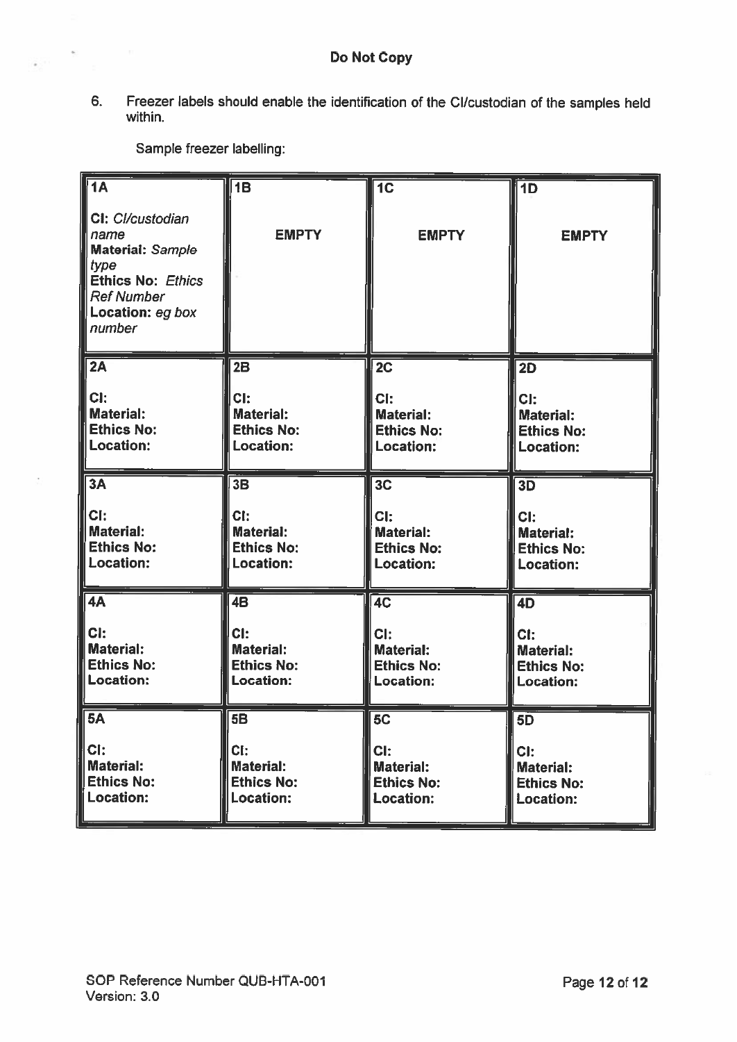**Do Not Copy**

6. Freezer labels should enable the identification of the CI/custodian of the samples held within.

Sample freezer labelling:

| | | | |
|---|---|---|---|
| **1A**<br><br>**CI:** *CI/custodian name*<br>**Material:** *Sample type*<br>**Ethics No:** *Ethics Ref Number*<br>**Location:** *eg box number* | **1B**<br><br>**EMPTY** | **1C**<br><br>**EMPTY** | **1D**<br><br>**EMPTY** |
| **2A**<br><br>**CI:**<br>**Material:**<br>**Ethics No:**<br>**Location:** | **2B**<br><br>**CI:**<br>**Material:**<br>**Ethics No:**<br>**Location:** | **2C**<br><br>**CI:**<br>**Material:**<br>**Ethics No:**<br>**Location:** | **2D**<br><br>**CI:**<br>**Material:**<br>**Ethics No:**<br>**Location:** |
| **3A**<br><br>**CI:**<br>**Material:**<br>**Ethics No:**<br>**Location:** | **3B**<br><br>**CI:**<br>**Material:**<br>**Ethics No:**<br>**Location:** | **3C**<br><br>**CI:**<br>**Material:**<br>**Ethics No:**<br>**Location:** | **3D**<br><br>**CI:**<br>**Material:**<br>**Ethics No:**<br>**Location:** |
| **4A**<br><br>**CI:**<br>**Material:**<br>**Ethics No:**<br>**Location:** | **4B**<br><br>**CI:**<br>**Material:**<br>**Ethics No:**<br>**Location:** | **4C**<br><br>**CI:**<br>**Material:**<br>**Ethics No:**<br>**Location:** | **4D**<br><br>**CI:**<br>**Material:**<br>**Ethics No:**<br>**Location:** |
| **5A**<br><br>**CI:**<br>**Material:**<br>**Ethics No:**<br>**Location:** | **5B**<br><br>**CI:**<br>**Material:**<br>**Ethics No:**<br>**Location:** | **5C**<br><br>**CI:**<br>**Material:**<br>**Ethics No:**<br>**Location:** | **5D**<br><br>**CI:**<br>**Material:**<br>**Ethics No:**<br>**Location:** |

SOP Reference Number QUB-HTA-001
Version: 3.0